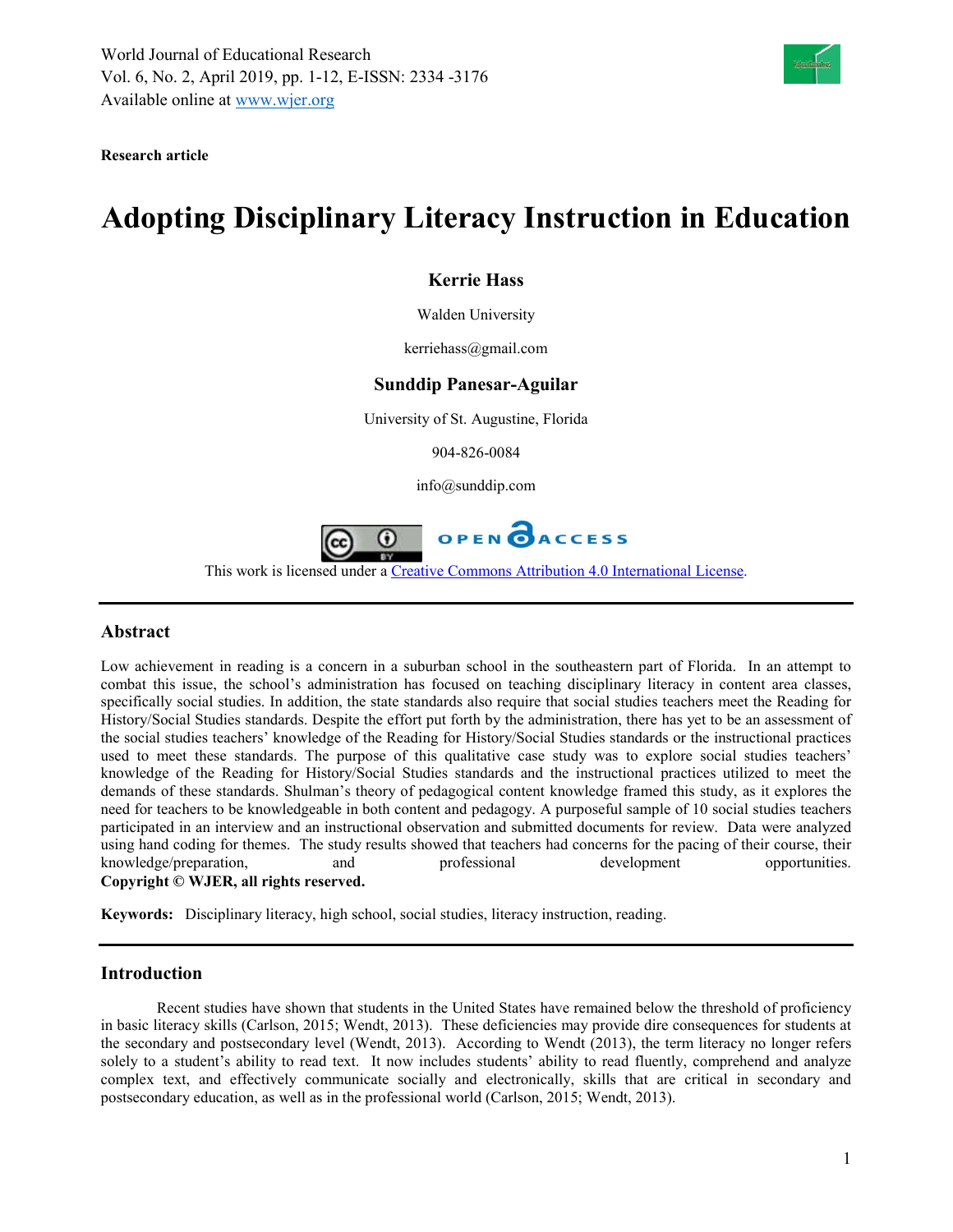**Research article**

# Adopting Disciplinary Literacy Instruction in Education

**Kerrie Hass**

Walden University

kerriehass@gmail.com

**Sunddip Panesar-Aguilar**

University of St. Augustine, Florida

904-826-0084

info@sunddip.com

This work is licensed under a Creative Commons Attribution 4.0 International License.

## Abstract

Low achievement in reading is a concern in a suburban school in the southeastern part of Florida. In an attempt to combat this issue, the school's administration has focused on teaching disciplinary literacy in content area classes, specifically social studies. In addition, the state standards also require that social studies teachers meet the Reading for History/Social Studies standards. Despite the effort put forth by the administration, there has yet to be an assessment of the social studies teachers' knowledge of the Reading for History/Social Studies standards or the instructional practices used to meet these standards. The purpose of this qualitative case study was to explore social studies teachers' knowledge of the Reading for History/Social Studies standards and the instructional practices utilized to meet the demands of these standards. Shulman's theory of pedagogical content knowledge framed this study, as it explores the need for teachers to be knowledgeable in both content and pedagogy. A purposeful sample of 10 social studies teachers participated in an interview and an instructional observation and submitted documents for review. Data were analyzed using hand coding for themes. The study results showed that teachers had concerns for the pacing of their course, their knowledge/preparation, and professional development opportunities.
**Copyright © WJER, all rights reserved.**

**Keywords:** Disciplinary literacy, high school, social studies, literacy instruction, reading.

## Introduction

Recent studies have shown that students in the United States have remained below the threshold of proficiency in basic literacy skills (Carlson, 2015; Wendt, 2013). These deficiencies may provide dire consequences for students at the secondary and postsecondary level (Wendt, 2013). According to Wendt (2013), the term literacy no longer refers solely to a student's ability to read text. It now includes students' ability to read fluently, comprehend and analyze complex text, and effectively communicate socially and electronically, skills that are critical in secondary and postsecondary education, as well as in the professional world (Carlson, 2015; Wendt, 2013).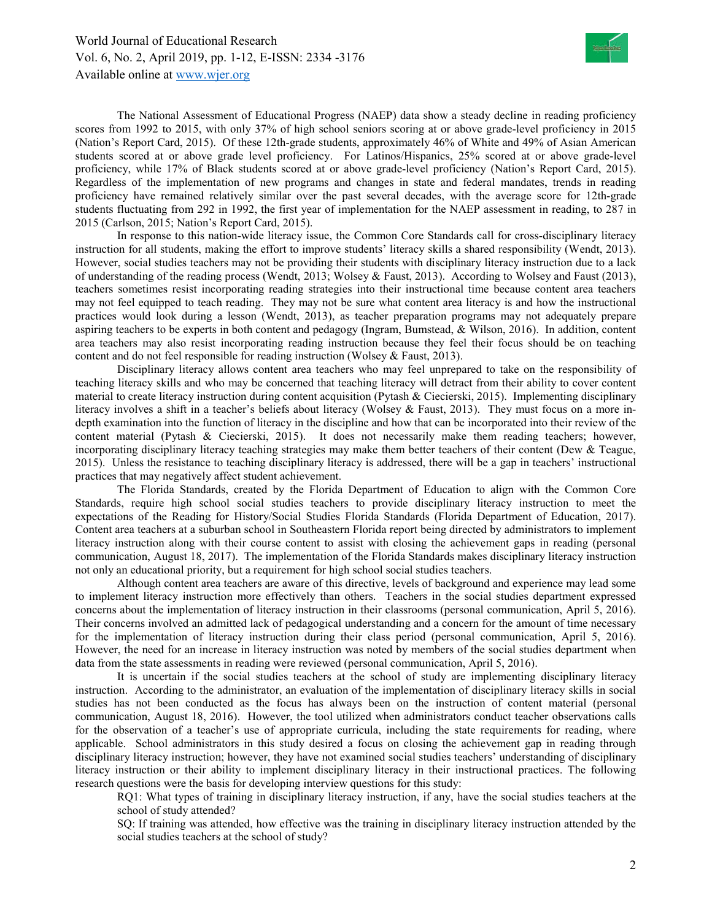The National Assessment of Educational Progress (NAEP) data show a steady decline in reading proficiency scores from 1992 to 2015, with only 37% of high school seniors scoring at or above grade-level proficiency in 2015 (Nation's Report Card, 2015). Of these 12th-grade students, approximately 46% of White and 49% of Asian American students scored at or above grade level proficiency. For Latinos/Hispanics, 25% scored at or above grade-level proficiency, while 17% of Black students scored at or above grade-level proficiency (Nation's Report Card, 2015). Regardless of the implementation of new programs and changes in state and federal mandates, trends in reading proficiency have remained relatively similar over the past several decades, with the average score for 12th-grade students fluctuating from 292 in 1992, the first year of implementation for the NAEP assessment in reading, to 287 in 2015 (Carlson, 2015; Nation's Report Card, 2015).

In response to this nation-wide literacy issue, the Common Core Standards call for cross-disciplinary literacy instruction for all students, making the effort to improve students' literacy skills a shared responsibility (Wendt, 2013). However, social studies teachers may not be providing their students with disciplinary literacy instruction due to a lack of understanding of the reading process (Wendt, 2013; Wolsey & Faust, 2013). According to Wolsey and Faust (2013), teachers sometimes resist incorporating reading strategies into their instructional time because content area teachers may not feel equipped to teach reading. They may not be sure what content area literacy is and how the instructional practices would look during a lesson (Wendt, 2013), as teacher preparation programs may not adequately prepare aspiring teachers to be experts in both content and pedagogy (Ingram, Bumstead, & Wilson, 2016). In addition, content area teachers may also resist incorporating reading instruction because they feel their focus should be on teaching content and do not feel responsible for reading instruction (Wolsey & Faust, 2013).

Disciplinary literacy allows content area teachers who may feel unprepared to take on the responsibility of teaching literacy skills and who may be concerned that teaching literacy will detract from their ability to cover content material to create literacy instruction during content acquisition (Pytash & Ciecierski, 2015). Implementing disciplinary literacy involves a shift in a teacher's beliefs about literacy (Wolsey & Faust, 2013). They must focus on a more in-depth examination into the function of literacy in the discipline and how that can be incorporated into their review of the content material (Pytash & Ciecierski, 2015). It does not necessarily make them reading teachers; however, incorporating disciplinary literacy teaching strategies may make them better teachers of their content (Dew & Teague, 2015). Unless the resistance to teaching disciplinary literacy is addressed, there will be a gap in teachers' instructional practices that may negatively affect student achievement.

The Florida Standards, created by the Florida Department of Education to align with the Common Core Standards, require high school social studies teachers to provide disciplinary literacy instruction to meet the expectations of the Reading for History/Social Studies Florida Standards (Florida Department of Education, 2017). Content area teachers at a suburban school in Southeastern Florida report being directed by administrators to implement literacy instruction along with their course content to assist with closing the achievement gaps in reading (personal communication, August 18, 2017). The implementation of the Florida Standards makes disciplinary literacy instruction not only an educational priority, but a requirement for high school social studies teachers.

Although content area teachers are aware of this directive, levels of background and experience may lead some to implement literacy instruction more effectively than others. Teachers in the social studies department expressed concerns about the implementation of literacy instruction in their classrooms (personal communication, April 5, 2016). Their concerns involved an admitted lack of pedagogical understanding and a concern for the amount of time necessary for the implementation of literacy instruction during their class period (personal communication, April 5, 2016). However, the need for an increase in literacy instruction was noted by members of the social studies department when data from the state assessments in reading were reviewed (personal communication, April 5, 2016).

It is uncertain if the social studies teachers at the school of study are implementing disciplinary literacy instruction. According to the administrator, an evaluation of the implementation of disciplinary literacy skills in social studies has not been conducted as the focus has always been on the instruction of content material (personal communication, August 18, 2016). However, the tool utilized when administrators conduct teacher observations calls for the observation of a teacher's use of appropriate curricula, including the state requirements for reading, where applicable. School administrators in this study desired a focus on closing the achievement gap in reading through disciplinary literacy instruction; however, they have not examined social studies teachers' understanding of disciplinary literacy instruction or their ability to implement disciplinary literacy in their instructional practices. The following research questions were the basis for developing interview questions for this study:

RQ1: What types of training in disciplinary literacy instruction, if any, have the social studies teachers at the school of study attended?

SQ: If training was attended, how effective was the training in disciplinary literacy instruction attended by the social studies teachers at the school of study?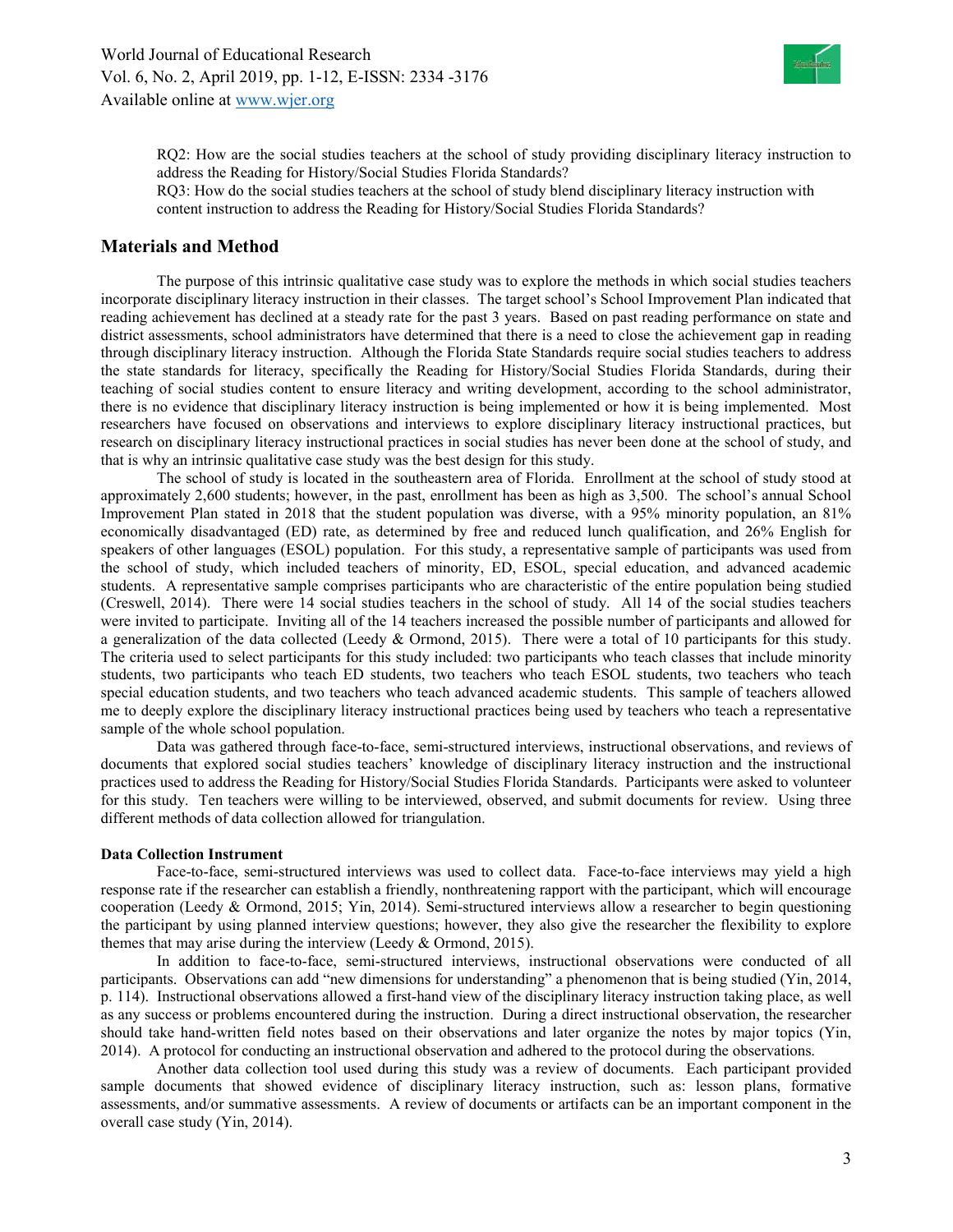RQ2: How are the social studies teachers at the school of study providing disciplinary literacy instruction to address the Reading for History/Social Studies Florida Standards?

RQ3: How do the social studies teachers at the school of study blend disciplinary literacy instruction with content instruction to address the Reading for History/Social Studies Florida Standards?

## Materials and Method

The purpose of this intrinsic qualitative case study was to explore the methods in which social studies teachers incorporate disciplinary literacy instruction in their classes. The target school's School Improvement Plan indicated that reading achievement has declined at a steady rate for the past 3 years. Based on past reading performance on state and district assessments, school administrators have determined that there is a need to close the achievement gap in reading through disciplinary literacy instruction. Although the Florida State Standards require social studies teachers to address the state standards for literacy, specifically the Reading for History/Social Studies Florida Standards, during their teaching of social studies content to ensure literacy and writing development, according to the school administrator, there is no evidence that disciplinary literacy instruction is being implemented or how it is being implemented. Most researchers have focused on observations and interviews to explore disciplinary literacy instructional practices, but research on disciplinary literacy instructional practices in social studies has never been done at the school of study, and that is why an intrinsic qualitative case study was the best design for this study.

The school of study is located in the southeastern area of Florida. Enrollment at the school of study stood at approximately 2,600 students; however, in the past, enrollment has been as high as 3,500. The school's annual School Improvement Plan stated in 2018 that the student population was diverse, with a 95% minority population, an 81% economically disadvantaged (ED) rate, as determined by free and reduced lunch qualification, and 26% English for speakers of other languages (ESOL) population. For this study, a representative sample of participants was used from the school of study, which included teachers of minority, ED, ESOL, special education, and advanced academic students. A representative sample comprises participants who are characteristic of the entire population being studied (Creswell, 2014). There were 14 social studies teachers in the school of study. All 14 of the social studies teachers were invited to participate. Inviting all of the 14 teachers increased the possible number of participants and allowed for a generalization of the data collected (Leedy & Ormond, 2015). There were a total of 10 participants for this study. The criteria used to select participants for this study included: two participants who teach classes that include minority students, two participants who teach ED students, two teachers who teach ESOL students, two teachers who teach special education students, and two teachers who teach advanced academic students. This sample of teachers allowed me to deeply explore the disciplinary literacy instructional practices being used by teachers who teach a representative sample of the whole school population.

Data was gathered through face-to-face, semi-structured interviews, instructional observations, and reviews of documents that explored social studies teachers' knowledge of disciplinary literacy instruction and the instructional practices used to address the Reading for History/Social Studies Florida Standards. Participants were asked to volunteer for this study. Ten teachers were willing to be interviewed, observed, and submit documents for review. Using three different methods of data collection allowed for triangulation.

#### Data Collection Instrument

Face-to-face, semi-structured interviews was used to collect data. Face-to-face interviews may yield a high response rate if the researcher can establish a friendly, nonthreatening rapport with the participant, which will encourage cooperation (Leedy & Ormond, 2015; Yin, 2014). Semi-structured interviews allow a researcher to begin questioning the participant by using planned interview questions; however, they also give the researcher the flexibility to explore themes that may arise during the interview (Leedy & Ormond, 2015).

In addition to face-to-face, semi-structured interviews, instructional observations were conducted of all participants. Observations can add "new dimensions for understanding" a phenomenon that is being studied (Yin, 2014, p. 114). Instructional observations allowed a first-hand view of the disciplinary literacy instruction taking place, as well as any success or problems encountered during the instruction. During a direct instructional observation, the researcher should take hand-written field notes based on their observations and later organize the notes by major topics (Yin, 2014). A protocol for conducting an instructional observation and adhered to the protocol during the observations.

Another data collection tool used during this study was a review of documents. Each participant provided sample documents that showed evidence of disciplinary literacy instruction, such as: lesson plans, formative assessments, and/or summative assessments. A review of documents or artifacts can be an important component in the overall case study (Yin, 2014).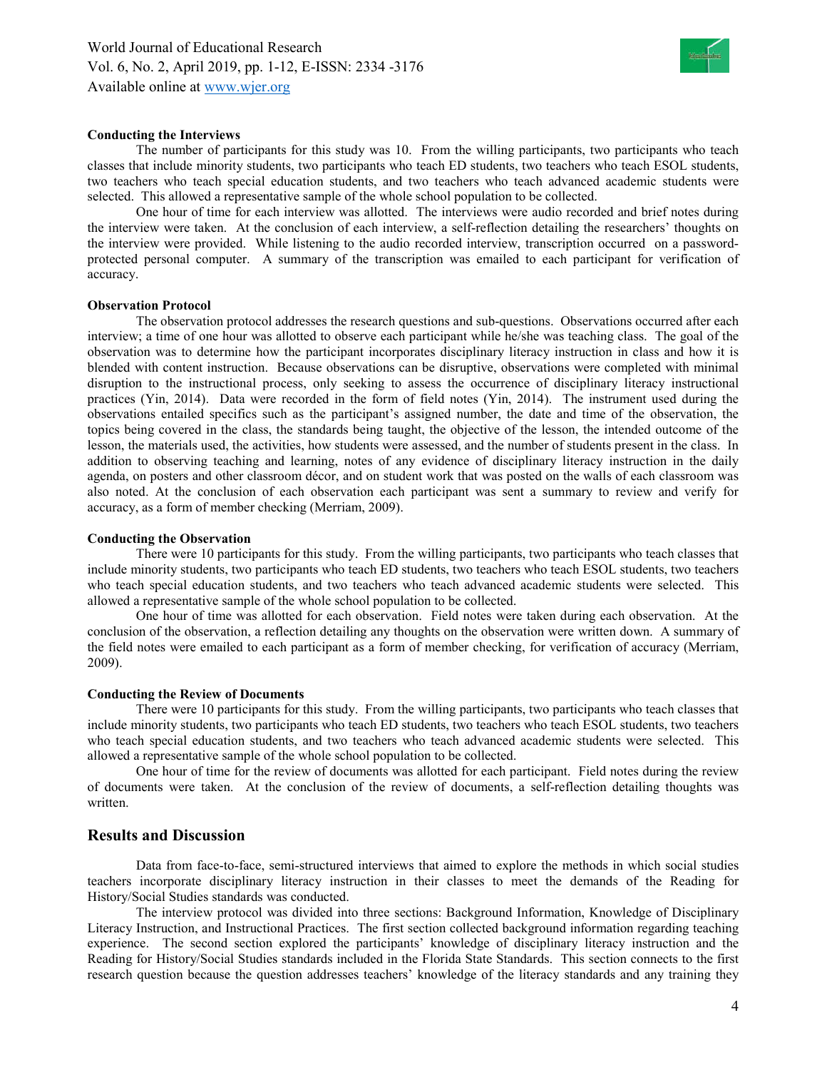**Conducting the Interviews**

The number of participants for this study was 10. From the willing participants, two participants who teach classes that include minority students, two participants who teach ED students, two teachers who teach ESOL students, two teachers who teach special education students, and two teachers who teach advanced academic students were selected. This allowed a representative sample of the whole school population to be collected.

One hour of time for each interview was allotted. The interviews were audio recorded and brief notes during the interview were taken. At the conclusion of each interview, a self-reflection detailing the researchers' thoughts on the interview were provided. While listening to the audio recorded interview, transcription occurred on a password-protected personal computer. A summary of the transcription was emailed to each participant for verification of accuracy.

**Observation Protocol**

The observation protocol addresses the research questions and sub-questions. Observations occurred after each interview; a time of one hour was allotted to observe each participant while he/she was teaching class. The goal of the observation was to determine how the participant incorporates disciplinary literacy instruction in class and how it is blended with content instruction. Because observations can be disruptive, observations were completed with minimal disruption to the instructional process, only seeking to assess the occurrence of disciplinary literacy instructional practices (Yin, 2014). Data were recorded in the form of field notes (Yin, 2014). The instrument used during the observations entailed specifics such as the participant's assigned number, the date and time of the observation, the topics being covered in the class, the standards being taught, the objective of the lesson, the intended outcome of the lesson, the materials used, the activities, how students were assessed, and the number of students present in the class. In addition to observing teaching and learning, notes of any evidence of disciplinary literacy instruction in the daily agenda, on posters and other classroom décor, and on student work that was posted on the walls of each classroom was also noted. At the conclusion of each observation each participant was sent a summary to review and verify for accuracy, as a form of member checking (Merriam, 2009).

**Conducting the Observation**

There were 10 participants for this study. From the willing participants, two participants who teach classes that include minority students, two participants who teach ED students, two teachers who teach ESOL students, two teachers who teach special education students, and two teachers who teach advanced academic students were selected. This allowed a representative sample of the whole school population to be collected.

One hour of time was allotted for each observation. Field notes were taken during each observation. At the conclusion of the observation, a reflection detailing any thoughts on the observation were written down. A summary of the field notes were emailed to each participant as a form of member checking, for verification of accuracy (Merriam, 2009).

**Conducting the Review of Documents**

There were 10 participants for this study. From the willing participants, two participants who teach classes that include minority students, two participants who teach ED students, two teachers who teach ESOL students, two teachers who teach special education students, and two teachers who teach advanced academic students were selected. This allowed a representative sample of the whole school population to be collected.

One hour of time for the review of documents was allotted for each participant. Field notes during the review of documents were taken. At the conclusion of the review of documents, a self-reflection detailing thoughts was written.

## Results and Discussion

Data from face-to-face, semi-structured interviews that aimed to explore the methods in which social studies teachers incorporate disciplinary literacy instruction in their classes to meet the demands of the Reading for History/Social Studies standards was conducted.

The interview protocol was divided into three sections: Background Information, Knowledge of Disciplinary Literacy Instruction, and Instructional Practices. The first section collected background information regarding teaching experience. The second section explored the participants' knowledge of disciplinary literacy instruction and the Reading for History/Social Studies standards included in the Florida State Standards. This section connects to the first research question because the question addresses teachers' knowledge of the literacy standards and any training they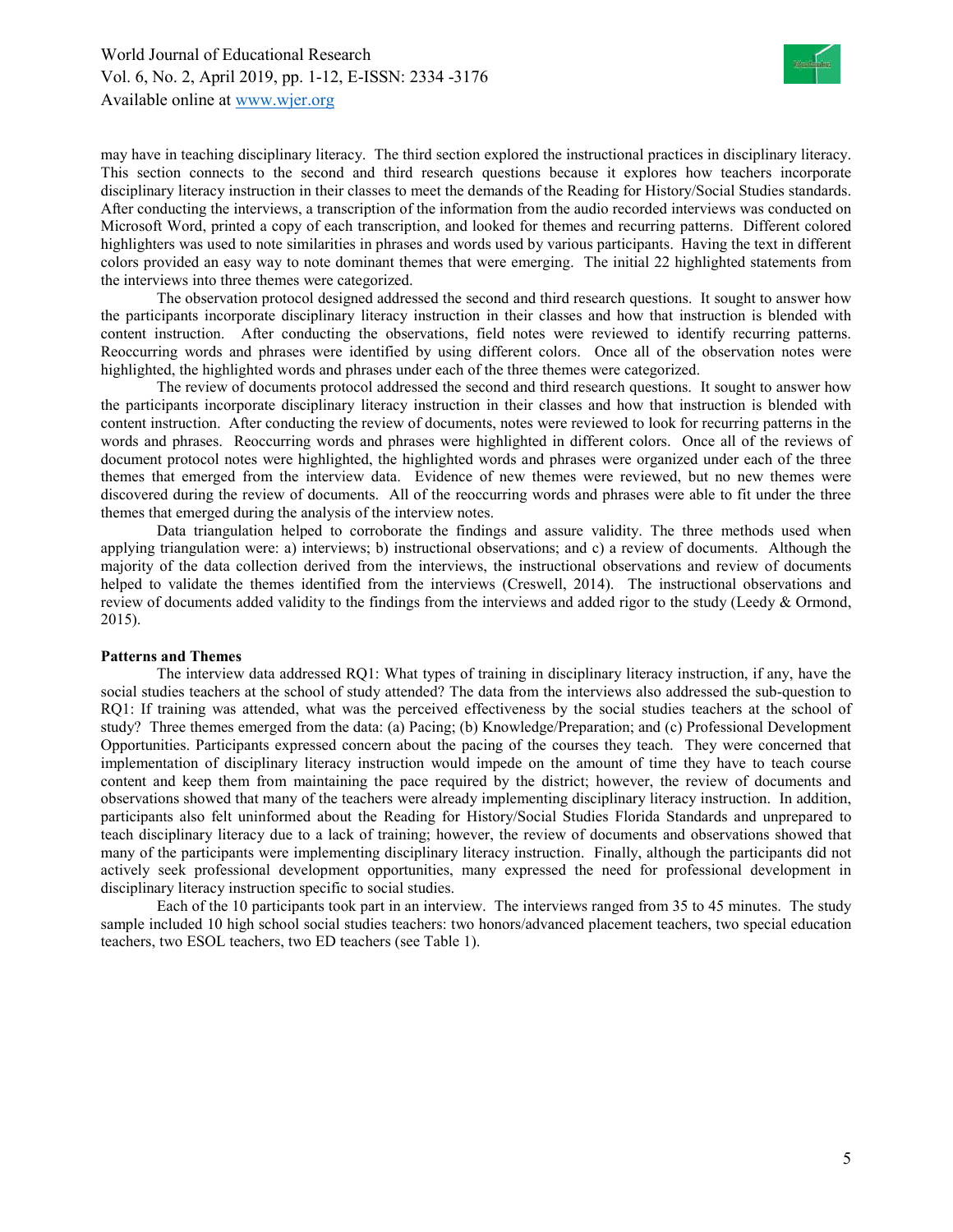may have in teaching disciplinary literacy. The third section explored the instructional practices in disciplinary literacy. This section connects to the second and third research questions because it explores how teachers incorporate disciplinary literacy instruction in their classes to meet the demands of the Reading for History/Social Studies standards. After conducting the interviews, a transcription of the information from the audio recorded interviews was conducted on Microsoft Word, printed a copy of each transcription, and looked for themes and recurring patterns. Different colored highlighters was used to note similarities in phrases and words used by various participants. Having the text in different colors provided an easy way to note dominant themes that were emerging. The initial 22 highlighted statements from the interviews into three themes were categorized.

The observation protocol designed addressed the second and third research questions. It sought to answer how the participants incorporate disciplinary literacy instruction in their classes and how that instruction is blended with content instruction. After conducting the observations, field notes were reviewed to identify recurring patterns. Reoccurring words and phrases were identified by using different colors. Once all of the observation notes were highlighted, the highlighted words and phrases under each of the three themes were categorized.

The review of documents protocol addressed the second and third research questions. It sought to answer how the participants incorporate disciplinary literacy instruction in their classes and how that instruction is blended with content instruction. After conducting the review of documents, notes were reviewed to look for recurring patterns in the words and phrases. Reoccurring words and phrases were highlighted in different colors. Once all of the reviews of document protocol notes were highlighted, the highlighted words and phrases were organized under each of the three themes that emerged from the interview data. Evidence of new themes were reviewed, but no new themes were discovered during the review of documents. All of the reoccurring words and phrases were able to fit under the three themes that emerged during the analysis of the interview notes.

Data triangulation helped to corroborate the findings and assure validity. The three methods used when applying triangulation were: a) interviews; b) instructional observations; and c) a review of documents. Although the majority of the data collection derived from the interviews, the instructional observations and review of documents helped to validate the themes identified from the interviews (Creswell, 2014). The instructional observations and review of documents added validity to the findings from the interviews and added rigor to the study (Leedy & Ormond, 2015).

**Patterns and Themes**

The interview data addressed RQ1: What types of training in disciplinary literacy instruction, if any, have the social studies teachers at the school of study attended? The data from the interviews also addressed the sub-question to RQ1: If training was attended, what was the perceived effectiveness by the social studies teachers at the school of study? Three themes emerged from the data: (a) Pacing; (b) Knowledge/Preparation; and (c) Professional Development Opportunities. Participants expressed concern about the pacing of the courses they teach. They were concerned that implementation of disciplinary literacy instruction would impede on the amount of time they have to teach course content and keep them from maintaining the pace required by the district; however, the review of documents and observations showed that many of the teachers were already implementing disciplinary literacy instruction. In addition, participants also felt uninformed about the Reading for History/Social Studies Florida Standards and unprepared to teach disciplinary literacy due to a lack of training; however, the review of documents and observations showed that many of the participants were implementing disciplinary literacy instruction. Finally, although the participants did not actively seek professional development opportunities, many expressed the need for professional development in disciplinary literacy instruction specific to social studies.

Each of the 10 participants took part in an interview. The interviews ranged from 35 to 45 minutes. The study sample included 10 high school social studies teachers: two honors/advanced placement teachers, two special education teachers, two ESOL teachers, two ED teachers (see Table 1).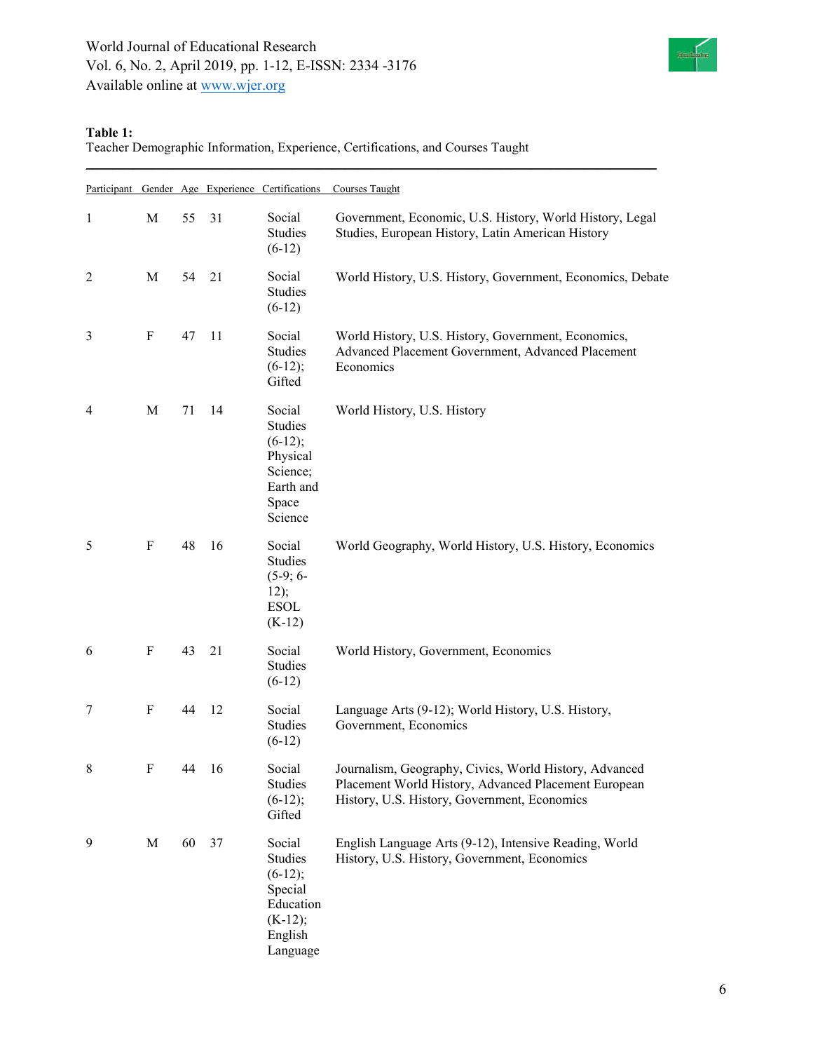**Table 1:**
Teacher Demographic Information, Experience, Certifications, and Courses Taught

| Participant | Gender | Age | Experience | Certifications | Courses Taught |
|---|---|---|---|---|---|
| 1 | M | 55 | 31 | Social Studies (6-12) | Government, Economic, U.S. History, World History, Legal Studies, European History, Latin American History |
| 2 | M | 54 | 21 | Social Studies (6-12) | World History, U.S. History, Government, Economics, Debate |
| 3 | F | 47 | 11 | Social Studies (6-12); Gifted | World History, U.S. History, Government, Economics, Advanced Placement Government, Advanced Placement Economics |
| 4 | M | 71 | 14 | Social Studies (6-12); Physical Science; Earth and Space Science | World History, U.S. History |
| 5 | F | 48 | 16 | Social Studies (5-9; 6-12); ESOL (K-12) | World Geography, World History, U.S. History, Economics |
| 6 | F | 43 | 21 | Social Studies (6-12) | World History, Government, Economics |
| 7 | F | 44 | 12 | Social Studies (6-12) | Language Arts (9-12); World History, U.S. History, Government, Economics |
| 8 | F | 44 | 16 | Social Studies (6-12); Gifted | Journalism, Geography, Civics, World History, Advanced Placement World History, Advanced Placement European History, U.S. History, Government, Economics |
| 9 | M | 60 | 37 | Social Studies (6-12); Special Education (K-12); English Language | English Language Arts (9-12), Intensive Reading, World History, U.S. History, Government, Economics |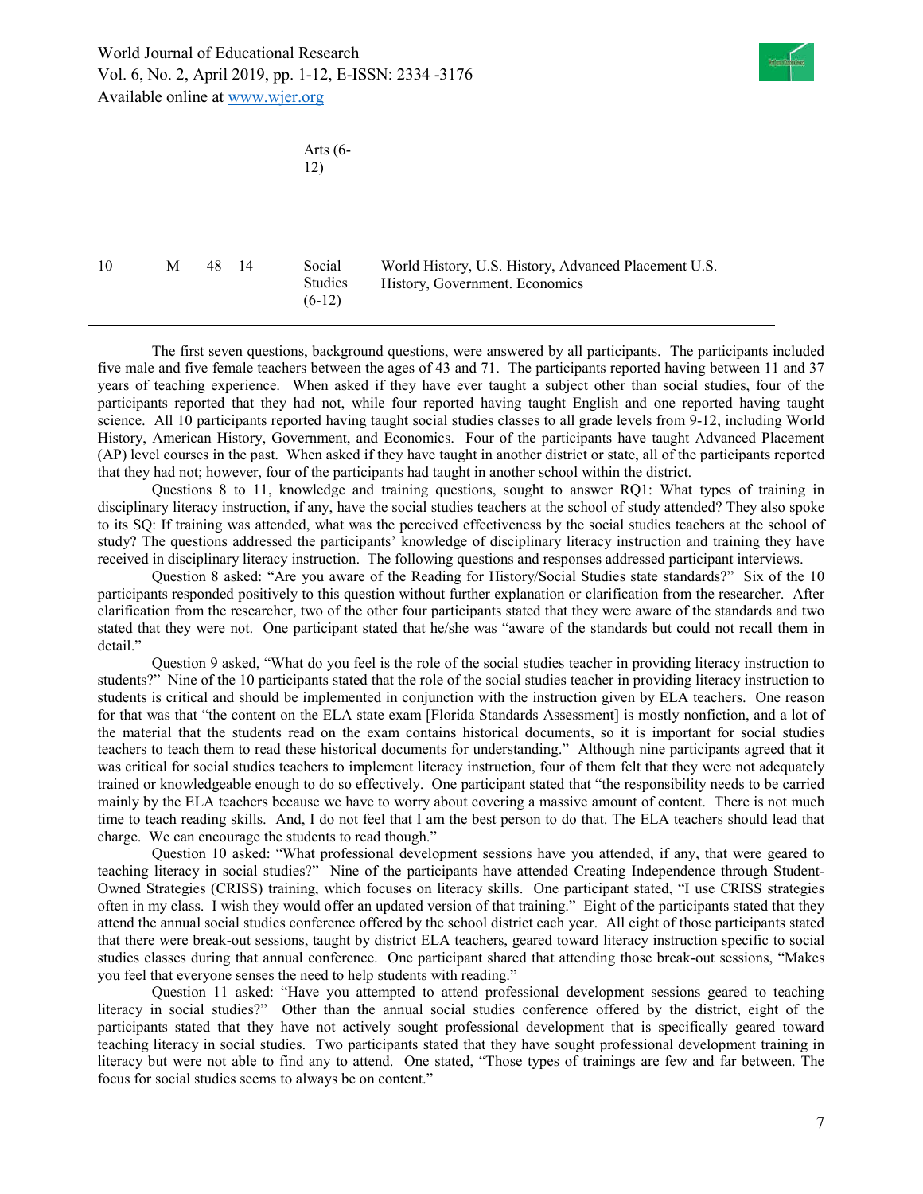| | | | | Arts (6-12) | |
|---|---|---|---|---|---|
| 10 | M | 48 | 14 | Social Studies (6-12) | World History, U.S. History, Advanced Placement U.S. History, Government. Economics |

The first seven questions, background questions, were answered by all participants. The participants included five male and five female teachers between the ages of 43 and 71. The participants reported having between 11 and 37 years of teaching experience. When asked if they have ever taught a subject other than social studies, four of the participants reported that they had not, while four reported having taught English and one reported having taught science. All 10 participants reported having taught social studies classes to all grade levels from 9-12, including World History, American History, Government, and Economics. Four of the participants have taught Advanced Placement (AP) level courses in the past. When asked if they have taught in another district or state, all of the participants reported that they had not; however, four of the participants had taught in another school within the district.

Questions 8 to 11, knowledge and training questions, sought to answer RQ1: What types of training in disciplinary literacy instruction, if any, have the social studies teachers at the school of study attended? They also spoke to its SQ: If training was attended, what was the perceived effectiveness by the social studies teachers at the school of study? The questions addressed the participants' knowledge of disciplinary literacy instruction and training they have received in disciplinary literacy instruction. The following questions and responses addressed participant interviews.

Question 8 asked: "Are you aware of the Reading for History/Social Studies state standards?" Six of the 10 participants responded positively to this question without further explanation or clarification from the researcher. After clarification from the researcher, two of the other four participants stated that they were aware of the standards and two stated that they were not. One participant stated that he/she was "aware of the standards but could not recall them in detail."

Question 9 asked, "What do you feel is the role of the social studies teacher in providing literacy instruction to students?" Nine of the 10 participants stated that the role of the social studies teacher in providing literacy instruction to students is critical and should be implemented in conjunction with the instruction given by ELA teachers. One reason for that was that "the content on the ELA state exam [Florida Standards Assessment] is mostly nonfiction, and a lot of the material that the students read on the exam contains historical documents, so it is important for social studies teachers to teach them to read these historical documents for understanding." Although nine participants agreed that it was critical for social studies teachers to implement literacy instruction, four of them felt that they were not adequately trained or knowledgeable enough to do so effectively. One participant stated that "the responsibility needs to be carried mainly by the ELA teachers because we have to worry about covering a massive amount of content. There is not much time to teach reading skills. And, I do not feel that I am the best person to do that. The ELA teachers should lead that charge. We can encourage the students to read though."

Question 10 asked: "What professional development sessions have you attended, if any, that were geared to teaching literacy in social studies?" Nine of the participants have attended Creating Independence through Student-Owned Strategies (CRISS) training, which focuses on literacy skills. One participant stated, "I use CRISS strategies often in my class. I wish they would offer an updated version of that training." Eight of the participants stated that they attend the annual social studies conference offered by the school district each year. All eight of those participants stated that there were break-out sessions, taught by district ELA teachers, geared toward literacy instruction specific to social studies classes during that annual conference. One participant shared that attending those break-out sessions, "Makes you feel that everyone senses the need to help students with reading."

Question 11 asked: "Have you attempted to attend professional development sessions geared to teaching literacy in social studies?" Other than the annual social studies conference offered by the district, eight of the participants stated that they have not actively sought professional development that is specifically geared toward teaching literacy in social studies. Two participants stated that they have sought professional development training in literacy but were not able to find any to attend. One stated, "Those types of trainings are few and far between. The focus for social studies seems to always be on content."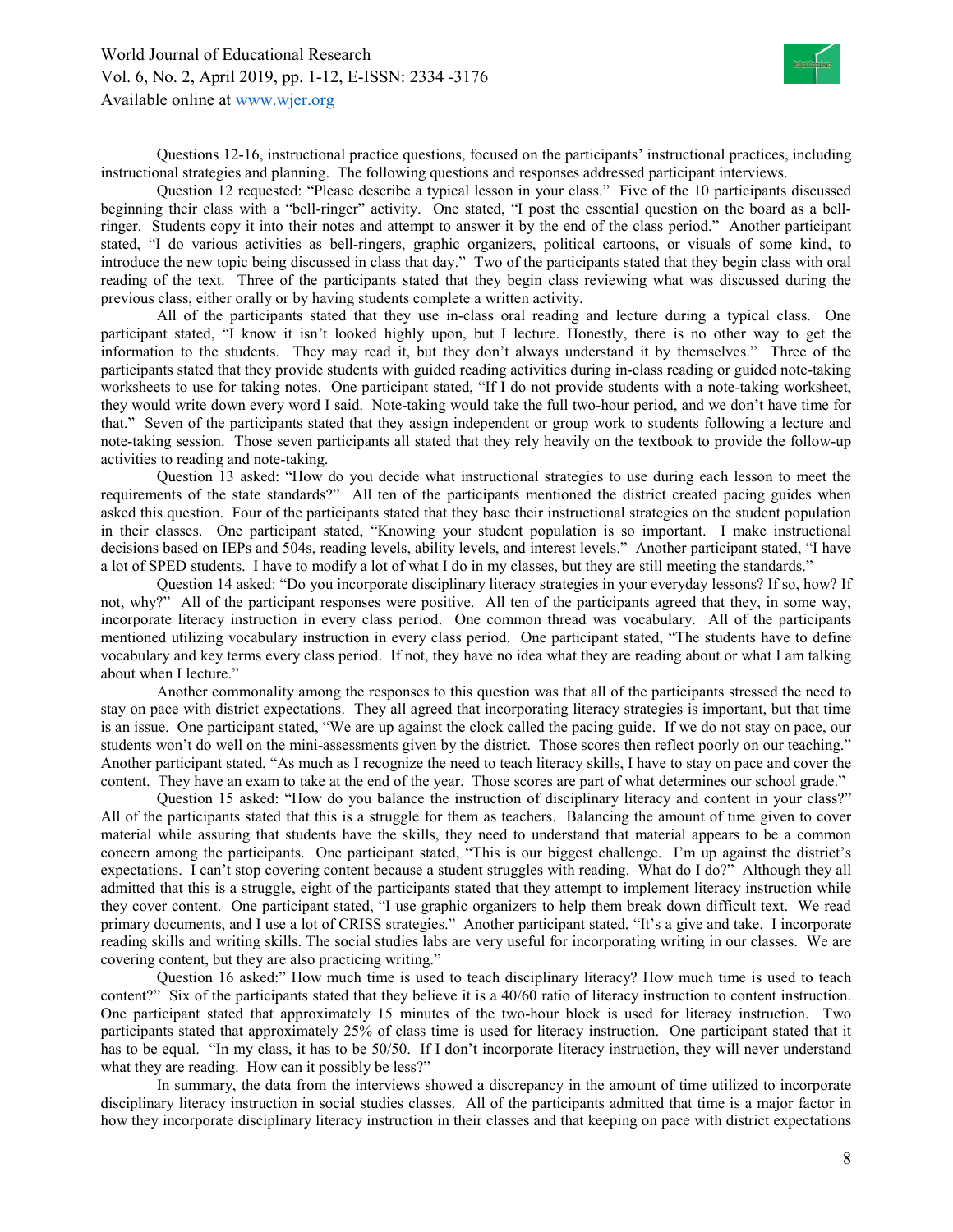Questions 12-16, instructional practice questions, focused on the participants' instructional practices, including instructional strategies and planning. The following questions and responses addressed participant interviews.

Question 12 requested: "Please describe a typical lesson in your class." Five of the 10 participants discussed beginning their class with a "bell-ringer" activity. One stated, "I post the essential question on the board as a bell-ringer. Students copy it into their notes and attempt to answer it by the end of the class period." Another participant stated, "I do various activities as bell-ringers, graphic organizers, political cartoons, or visuals of some kind, to introduce the new topic being discussed in class that day." Two of the participants stated that they begin class with oral reading of the text. Three of the participants stated that they begin class reviewing what was discussed during the previous class, either orally or by having students complete a written activity.

All of the participants stated that they use in-class oral reading and lecture during a typical class. One participant stated, "I know it isn't looked highly upon, but I lecture. Honestly, there is no other way to get the information to the students. They may read it, but they don't always understand it by themselves." Three of the participants stated that they provide students with guided reading activities during in-class reading or guided note-taking worksheets to use for taking notes. One participant stated, "If I do not provide students with a note-taking worksheet, they would write down every word I said. Note-taking would take the full two-hour period, and we don't have time for that." Seven of the participants stated that they assign independent or group work to students following a lecture and note-taking session. Those seven participants all stated that they rely heavily on the textbook to provide the follow-up activities to reading and note-taking.

Question 13 asked: "How do you decide what instructional strategies to use during each lesson to meet the requirements of the state standards?" All ten of the participants mentioned the district created pacing guides when asked this question. Four of the participants stated that they base their instructional strategies on the student population in their classes. One participant stated, "Knowing your student population is so important. I make instructional decisions based on IEPs and 504s, reading levels, ability levels, and interest levels." Another participant stated, "I have a lot of SPED students. I have to modify a lot of what I do in my classes, but they are still meeting the standards."

Question 14 asked: "Do you incorporate disciplinary literacy strategies in your everyday lessons? If so, how? If not, why?" All of the participant responses were positive. All ten of the participants agreed that they, in some way, incorporate literacy instruction in every class period. One common thread was vocabulary. All of the participants mentioned utilizing vocabulary instruction in every class period. One participant stated, "The students have to define vocabulary and key terms every class period. If not, they have no idea what they are reading about or what I am talking about when I lecture."

Another commonality among the responses to this question was that all of the participants stressed the need to stay on pace with district expectations. They all agreed that incorporating literacy strategies is important, but that time is an issue. One participant stated, "We are up against the clock called the pacing guide. If we do not stay on pace, our students won't do well on the mini-assessments given by the district. Those scores then reflect poorly on our teaching." Another participant stated, "As much as I recognize the need to teach literacy skills, I have to stay on pace and cover the content. They have an exam to take at the end of the year. Those scores are part of what determines our school grade."

Question 15 asked: "How do you balance the instruction of disciplinary literacy and content in your class?" All of the participants stated that this is a struggle for them as teachers. Balancing the amount of time given to cover material while assuring that students have the skills, they need to understand that material appears to be a common concern among the participants. One participant stated, "This is our biggest challenge. I'm up against the district's expectations. I can't stop covering content because a student struggles with reading. What do I do?" Although they all admitted that this is a struggle, eight of the participants stated that they attempt to implement literacy instruction while they cover content. One participant stated, "I use graphic organizers to help them break down difficult text. We read primary documents, and I use a lot of CRISS strategies." Another participant stated, "It's a give and take. I incorporate reading skills and writing skills. The social studies labs are very useful for incorporating writing in our classes. We are covering content, but they are also practicing writing."

Question 16 asked:" How much time is used to teach disciplinary literacy? How much time is used to teach content?" Six of the participants stated that they believe it is a 40/60 ratio of literacy instruction to content instruction. One participant stated that approximately 15 minutes of the two-hour block is used for literacy instruction. Two participants stated that approximately 25% of class time is used for literacy instruction. One participant stated that it has to be equal. "In my class, it has to be 50/50. If I don't incorporate literacy instruction, they will never understand what they are reading. How can it possibly be less?"

In summary, the data from the interviews showed a discrepancy in the amount of time utilized to incorporate disciplinary literacy instruction in social studies classes. All of the participants admitted that time is a major factor in how they incorporate disciplinary literacy instruction in their classes and that keeping on pace with district expectations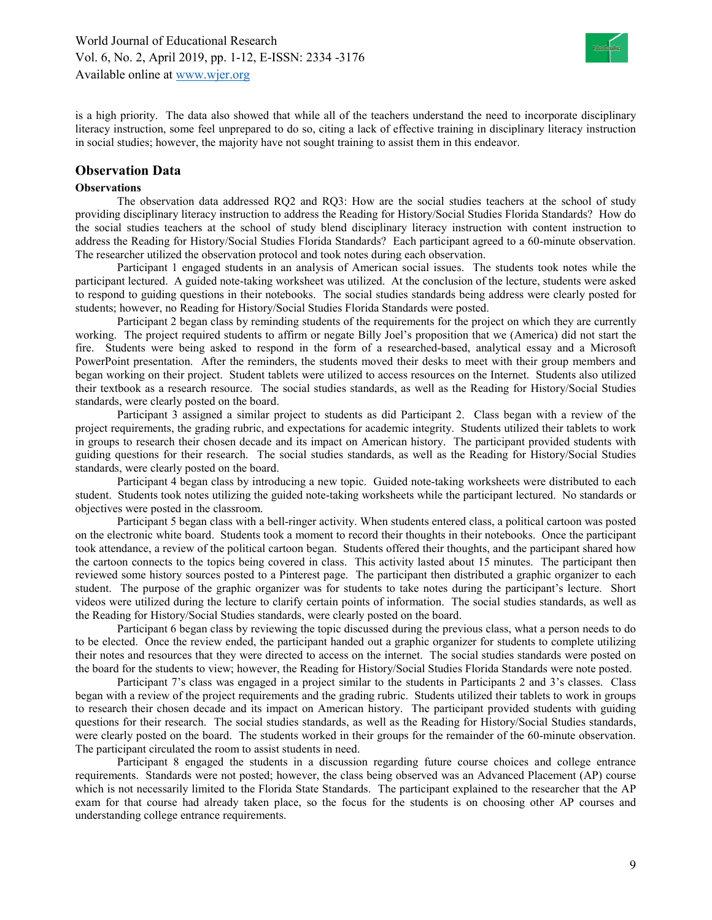is a high priority. The data also showed that while all of the teachers understand the need to incorporate disciplinary literacy instruction, some feel unprepared to do so, citing a lack of effective training in disciplinary literacy instruction in social studies; however, the majority have not sought training to assist them in this endeavor.

## Observation Data

### Observations

The observation data addressed RQ2 and RQ3: How are the social studies teachers at the school of study providing disciplinary literacy instruction to address the Reading for History/Social Studies Florida Standards? How do the social studies teachers at the school of study blend disciplinary literacy instruction with content instruction to address the Reading for History/Social Studies Florida Standards? Each participant agreed to a 60-minute observation. The researcher utilized the observation protocol and took notes during each observation.

Participant 1 engaged students in an analysis of American social issues. The students took notes while the participant lectured. A guided note-taking worksheet was utilized. At the conclusion of the lecture, students were asked to respond to guiding questions in their notebooks. The social studies standards being address were clearly posted for students; however, no Reading for History/Social Studies Florida Standards were posted.

Participant 2 began class by reminding students of the requirements for the project on which they are currently working. The project required students to affirm or negate Billy Joel's proposition that we (America) did not start the fire. Students were being asked to respond in the form of a researched-based, analytical essay and a Microsoft PowerPoint presentation. After the reminders, the students moved their desks to meet with their group members and began working on their project. Student tablets were utilized to access resources on the Internet. Students also utilized their textbook as a research resource. The social studies standards, as well as the Reading for History/Social Studies standards, were clearly posted on the board.

Participant 3 assigned a similar project to students as did Participant 2. Class began with a review of the project requirements, the grading rubric, and expectations for academic integrity. Students utilized their tablets to work in groups to research their chosen decade and its impact on American history. The participant provided students with guiding questions for their research. The social studies standards, as well as the Reading for History/Social Studies standards, were clearly posted on the board.

Participant 4 began class by introducing a new topic. Guided note-taking worksheets were distributed to each student. Students took notes utilizing the guided note-taking worksheets while the participant lectured. No standards or objectives were posted in the classroom.

Participant 5 began class with a bell-ringer activity. When students entered class, a political cartoon was posted on the electronic white board. Students took a moment to record their thoughts in their notebooks. Once the participant took attendance, a review of the political cartoon began. Students offered their thoughts, and the participant shared how the cartoon connects to the topics being covered in class. This activity lasted about 15 minutes. The participant then reviewed some history sources posted to a Pinterest page. The participant then distributed a graphic organizer to each student. The purpose of the graphic organizer was for students to take notes during the participant's lecture. Short videos were utilized during the lecture to clarify certain points of information. The social studies standards, as well as the Reading for History/Social Studies standards, were clearly posted on the board.

Participant 6 began class by reviewing the topic discussed during the previous class, what a person needs to do to be elected. Once the review ended, the participant handed out a graphic organizer for students to complete utilizing their notes and resources that they were directed to access on the internet. The social studies standards were posted on the board for the students to view; however, the Reading for History/Social Studies Florida Standards were note posted.

Participant 7's class was engaged in a project similar to the students in Participants 2 and 3's classes. Class began with a review of the project requirements and the grading rubric. Students utilized their tablets to work in groups to research their chosen decade and its impact on American history. The participant provided students with guiding questions for their research. The social studies standards, as well as the Reading for History/Social Studies standards, were clearly posted on the board. The students worked in their groups for the remainder of the 60-minute observation. The participant circulated the room to assist students in need.

Participant 8 engaged the students in a discussion regarding future course choices and college entrance requirements. Standards were not posted; however, the class being observed was an Advanced Placement (AP) course which is not necessarily limited to the Florida State Standards. The participant explained to the researcher that the AP exam for that course had already taken place, so the focus for the students is on choosing other AP courses and understanding college entrance requirements.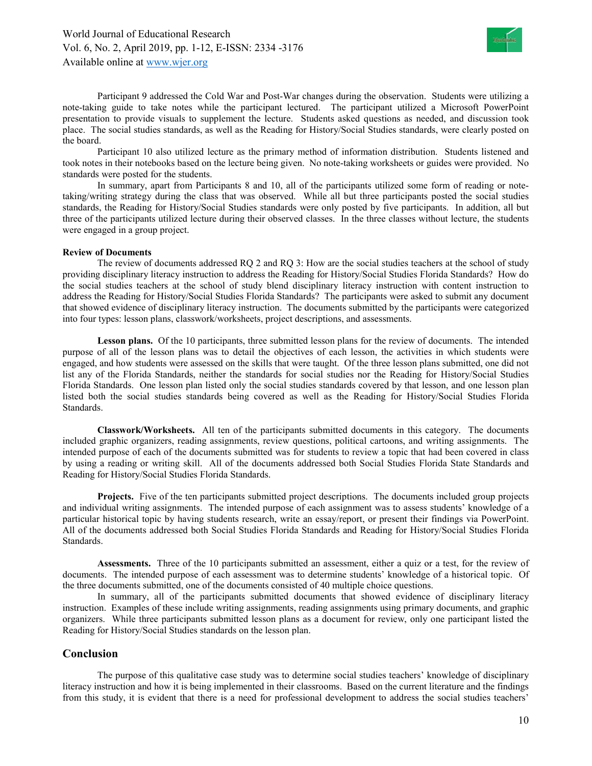Participant 9 addressed the Cold War and Post-War changes during the observation. Students were utilizing a note-taking guide to take notes while the participant lectured. The participant utilized a Microsoft PowerPoint presentation to provide visuals to supplement the lecture. Students asked questions as needed, and discussion took place. The social studies standards, as well as the Reading for History/Social Studies standards, were clearly posted on the board.

Participant 10 also utilized lecture as the primary method of information distribution. Students listened and took notes in their notebooks based on the lecture being given. No note-taking worksheets or guides were provided. No standards were posted for the students.

In summary, apart from Participants 8 and 10, all of the participants utilized some form of reading or note-taking/writing strategy during the class that was observed. While all but three participants posted the social studies standards, the Reading for History/Social Studies standards were only posted by five participants. In addition, all but three of the participants utilized lecture during their observed classes. In the three classes without lecture, the students were engaged in a group project.

**Review of Documents**

The review of documents addressed RQ 2 and RQ 3: How are the social studies teachers at the school of study providing disciplinary literacy instruction to address the Reading for History/Social Studies Florida Standards? How do the social studies teachers at the school of study blend disciplinary literacy instruction with content instruction to address the Reading for History/Social Studies Florida Standards? The participants were asked to submit any document that showed evidence of disciplinary literacy instruction. The documents submitted by the participants were categorized into four types: lesson plans, classwork/worksheets, project descriptions, and assessments.

**Lesson plans.** Of the 10 participants, three submitted lesson plans for the review of documents. The intended purpose of all of the lesson plans was to detail the objectives of each lesson, the activities in which students were engaged, and how students were assessed on the skills that were taught. Of the three lesson plans submitted, one did not list any of the Florida Standards, neither the standards for social studies nor the Reading for History/Social Studies Florida Standards. One lesson plan listed only the social studies standards covered by that lesson, and one lesson plan listed both the social studies standards being covered as well as the Reading for History/Social Studies Florida Standards.

**Classwork/Worksheets.** All ten of the participants submitted documents in this category. The documents included graphic organizers, reading assignments, review questions, political cartoons, and writing assignments. The intended purpose of each of the documents submitted was for students to review a topic that had been covered in class by using a reading or writing skill. All of the documents addressed both Social Studies Florida State Standards and Reading for History/Social Studies Florida Standards.

**Projects.** Five of the ten participants submitted project descriptions. The documents included group projects and individual writing assignments. The intended purpose of each assignment was to assess students' knowledge of a particular historical topic by having students research, write an essay/report, or present their findings via PowerPoint. All of the documents addressed both Social Studies Florida Standards and Reading for History/Social Studies Florida Standards.

**Assessments.** Three of the 10 participants submitted an assessment, either a quiz or a test, for the review of documents. The intended purpose of each assessment was to determine students' knowledge of a historical topic. Of the three documents submitted, one of the documents consisted of 40 multiple choice questions.

In summary, all of the participants submitted documents that showed evidence of disciplinary literacy instruction. Examples of these include writing assignments, reading assignments using primary documents, and graphic organizers. While three participants submitted lesson plans as a document for review, only one participant listed the Reading for History/Social Studies standards on the lesson plan.

## Conclusion

The purpose of this qualitative case study was to determine social studies teachers' knowledge of disciplinary literacy instruction and how it is being implemented in their classrooms. Based on the current literature and the findings from this study, it is evident that there is a need for professional development to address the social studies teachers'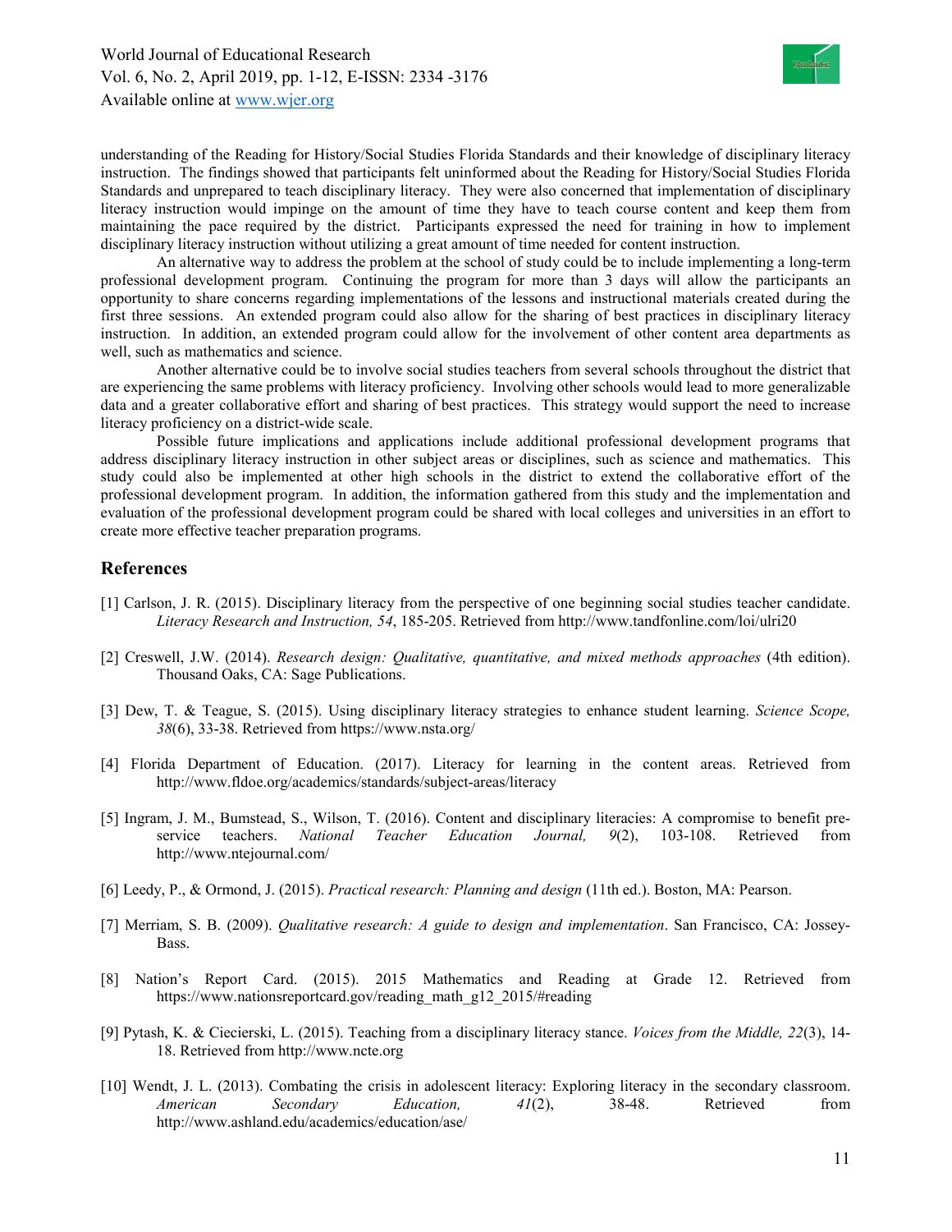understanding of the Reading for History/Social Studies Florida Standards and their knowledge of disciplinary literacy instruction. The findings showed that participants felt uninformed about the Reading for History/Social Studies Florida Standards and unprepared to teach disciplinary literacy. They were also concerned that implementation of disciplinary literacy instruction would impinge on the amount of time they have to teach course content and keep them from maintaining the pace required by the district. Participants expressed the need for training in how to implement disciplinary literacy instruction without utilizing a great amount of time needed for content instruction.

An alternative way to address the problem at the school of study could be to include implementing a long-term professional development program. Continuing the program for more than 3 days will allow the participants an opportunity to share concerns regarding implementations of the lessons and instructional materials created during the first three sessions. An extended program could also allow for the sharing of best practices in disciplinary literacy instruction. In addition, an extended program could allow for the involvement of other content area departments as well, such as mathematics and science.

Another alternative could be to involve social studies teachers from several schools throughout the district that are experiencing the same problems with literacy proficiency. Involving other schools would lead to more generalizable data and a greater collaborative effort and sharing of best practices. This strategy would support the need to increase literacy proficiency on a district-wide scale.

Possible future implications and applications include additional professional development programs that address disciplinary literacy instruction in other subject areas or disciplines, such as science and mathematics. This study could also be implemented at other high schools in the district to extend the collaborative effort of the professional development program. In addition, the information gathered from this study and the implementation and evaluation of the professional development program could be shared with local colleges and universities in an effort to create more effective teacher preparation programs.

## References

[1] Carlson, J. R. (2015). Disciplinary literacy from the perspective of one beginning social studies teacher candidate. *Literacy Research and Instruction, 54*, 185-205. Retrieved from http://www.tandfonline.com/loi/ulri20

[2] Creswell, J.W. (2014). *Research design: Qualitative, quantitative, and mixed methods approaches* (4th edition). Thousand Oaks, CA: Sage Publications.

[3] Dew, T. & Teague, S. (2015). Using disciplinary literacy strategies to enhance student learning. *Science Scope, 38*(6), 33-38. Retrieved from https://www.nsta.org/

[4] Florida Department of Education. (2017). Literacy for learning in the content areas. Retrieved from http://www.fldoe.org/academics/standards/subject-areas/literacy

[5] Ingram, J. M., Bumstead, S., Wilson, T. (2016). Content and disciplinary literacies: A compromise to benefit pre-service teachers. *National Teacher Education Journal, 9*(2), 103-108. Retrieved from http://www.ntejournal.com/

[6] Leedy, P., & Ormond, J. (2015). *Practical research: Planning and design* (11th ed.). Boston, MA: Pearson.

[7] Merriam, S. B. (2009). *Qualitative research: A guide to design and implementation*. San Francisco, CA: Jossey-Bass.

[8] Nation's Report Card. (2015). 2015 Mathematics and Reading at Grade 12. Retrieved from https://www.nationsreportcard.gov/reading_math_g12_2015/#reading

[9] Pytash, K. & Ciecierski, L. (2015). Teaching from a disciplinary literacy stance. *Voices from the Middle, 22*(3), 14-18. Retrieved from http://www.ncte.org

[10] Wendt, J. L. (2013). Combating the crisis in adolescent literacy: Exploring literacy in the secondary classroom. *American Secondary Education, 41*(2), 38-48. Retrieved from http://www.ashland.edu/academics/education/ase/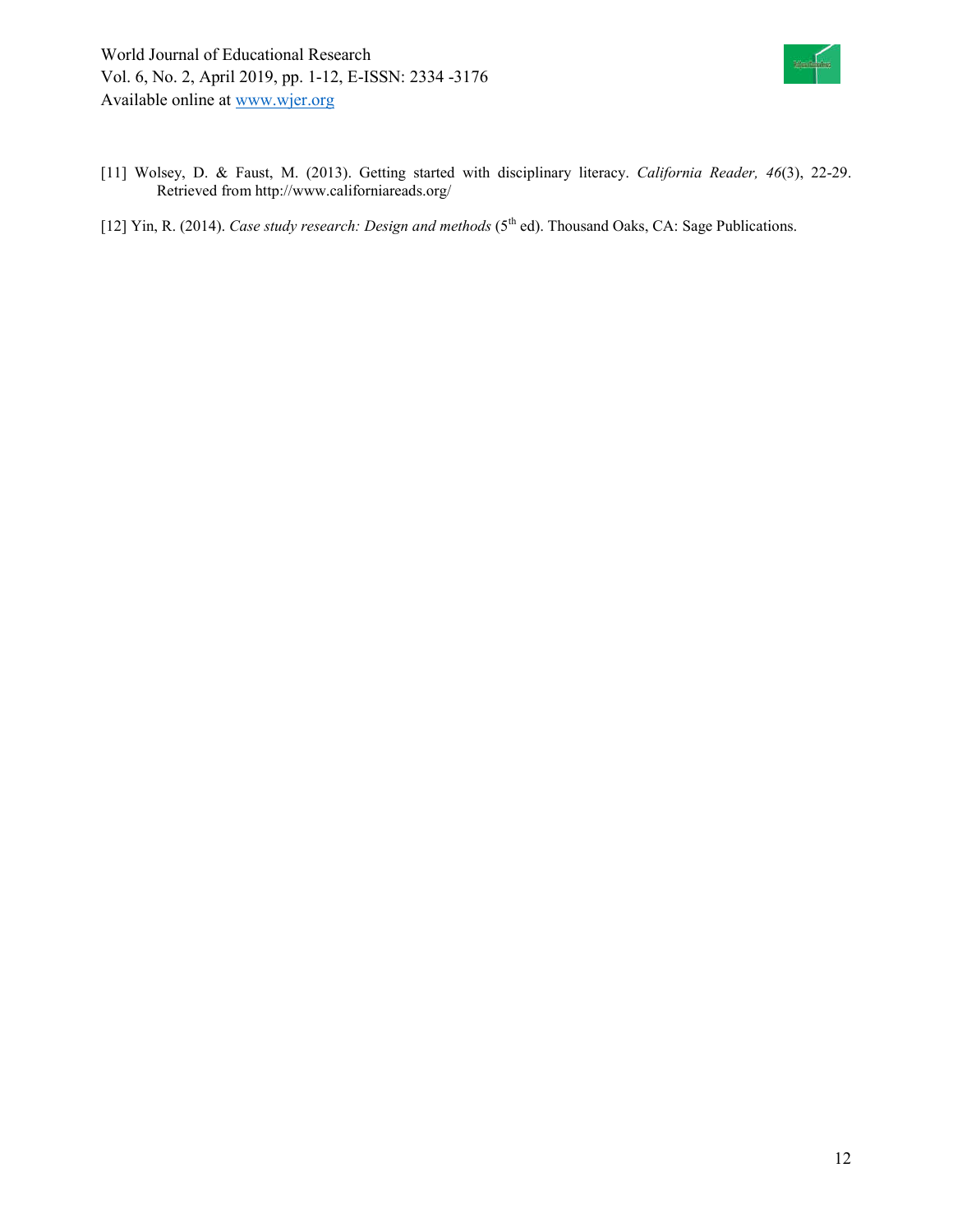[11] Wolsey, D. & Faust, M. (2013). Getting started with disciplinary literacy. *California Reader, 46*(3), 22-29. Retrieved from http://www.californiareads.org/

[12] Yin, R. (2014). *Case study research: Design and methods* (5th ed). Thousand Oaks, CA: Sage Publications.